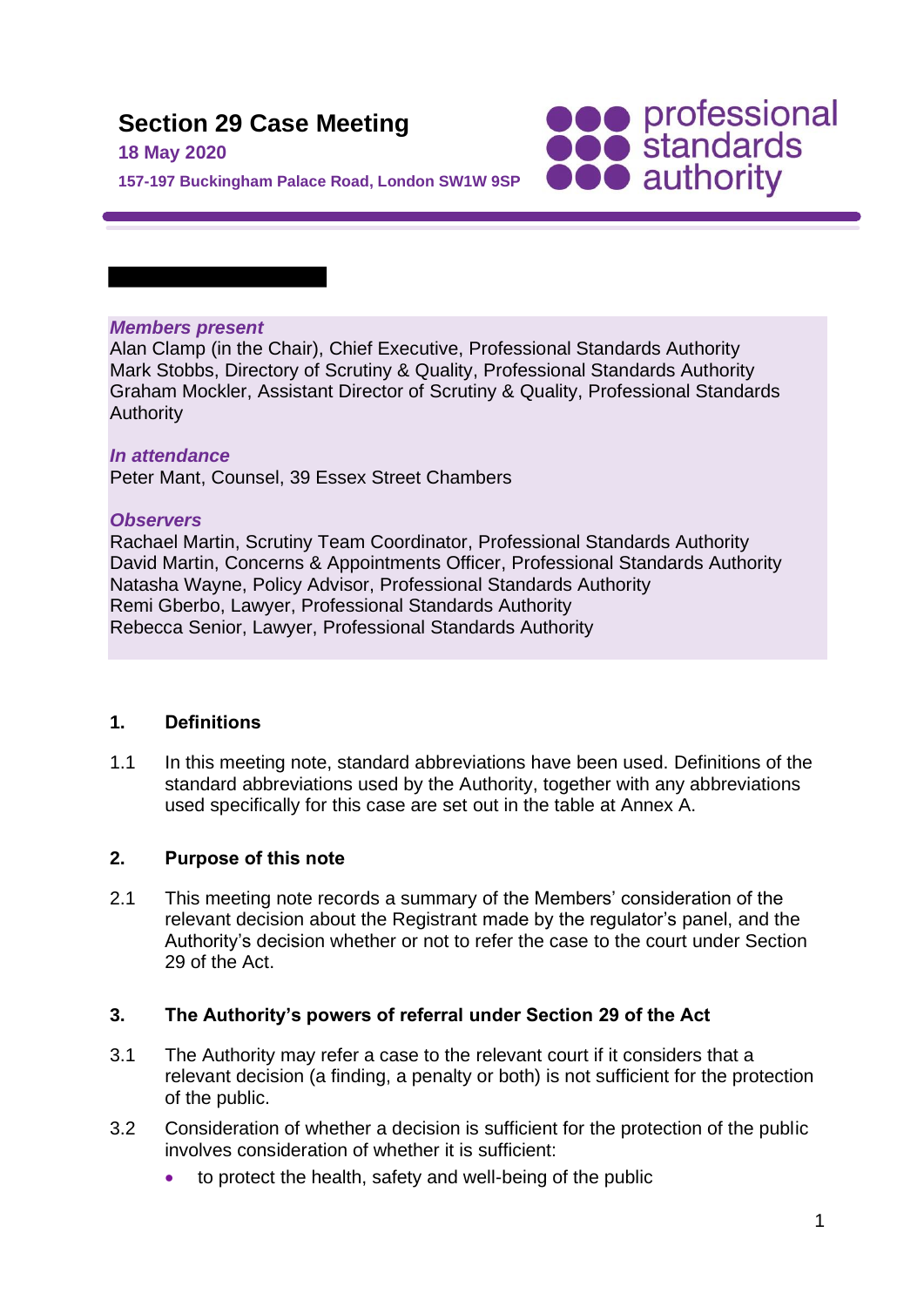# Section 29 Case Meeting

**18 May 2020**

**157-197 Buckingham Palace Road, London SW1W 9SP**

***Members present***
Alan Clamp (in the Chair), Chief Executive, Professional Standards Authority
Mark Stobbs, Directory of Scrutiny & Quality, Professional Standards Authority
Graham Mockler, Assistant Director of Scrutiny & Quality, Professional Standards Authority

***In attendance***
Peter Mant, Counsel, 39 Essex Street Chambers

***Observers***
Rachael Martin, Scrutiny Team Coordinator, Professional Standards Authority
David Martin, Concerns & Appointments Officer, Professional Standards Authority
Natasha Wayne, Policy Advisor, Professional Standards Authority
Remi Gberbo, Lawyer, Professional Standards Authority
Rebecca Senior, Lawyer, Professional Standards Authority

## 1. Definitions

1.1 In this meeting note, standard abbreviations have been used. Definitions of the standard abbreviations used by the Authority, together with any abbreviations used specifically for this case are set out in the table at Annex A.

## 2. Purpose of this note

2.1 This meeting note records a summary of the Members' consideration of the relevant decision about the Registrant made by the regulator's panel, and the Authority's decision whether or not to refer the case to the court under Section 29 of the Act.

## 3. The Authority's powers of referral under Section 29 of the Act

3.1 The Authority may refer a case to the relevant court if it considers that a relevant decision (a finding, a penalty or both) is not sufficient for the protection of the public.

3.2 Consideration of whether a decision is sufficient for the protection of the public involves consideration of whether it is sufficient:

- to protect the health, safety and well-being of the public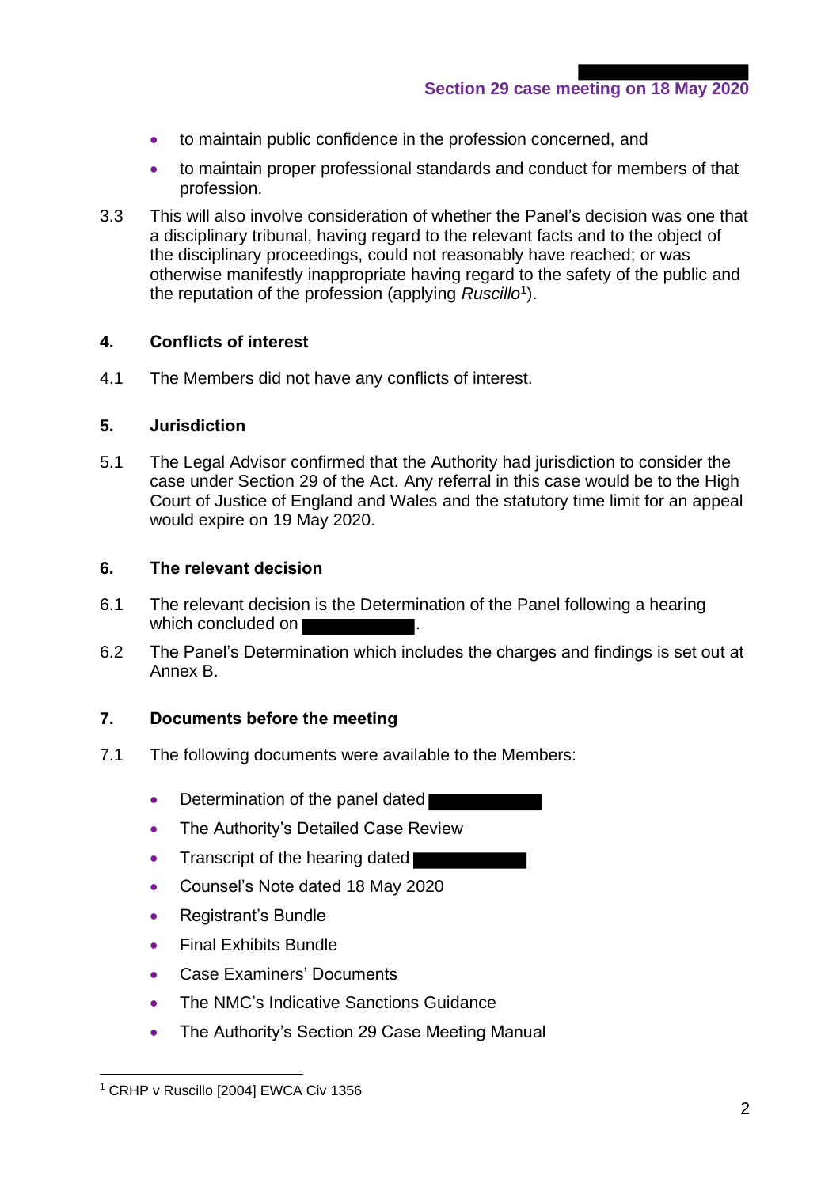- to maintain public confidence in the profession concerned, and
- to maintain proper professional standards and conduct for members of that profession.

3.3 This will also involve consideration of whether the Panel's decision was one that a disciplinary tribunal, having regard to the relevant facts and to the object of the disciplinary proceedings, could not reasonably have reached; or was otherwise manifestly inappropriate having regard to the safety of the public and the reputation of the profession (applying *Ruscillo*[1]).

## 4. Conflicts of interest

4.1 The Members did not have any conflicts of interest.

## 5. Jurisdiction

5.1 The Legal Advisor confirmed that the Authority had jurisdiction to consider the case under Section 29 of the Act. Any referral in this case would be to the High Court of Justice of England and Wales and the statutory time limit for an appeal would expire on 19 May 2020.

## 6. The relevant decision

6.1 The relevant decision is the Determination of the Panel following a hearing which concluded on ███████.

6.2 The Panel's Determination which includes the charges and findings is set out at Annex B.

## 7. Documents before the meeting

7.1 The following documents were available to the Members:

- Determination of the panel dated ███████
- The Authority's Detailed Case Review
- Transcript of the hearing dated ███████
- Counsel's Note dated 18 May 2020
- Registrant's Bundle
- Final Exhibits Bundle
- Case Examiners' Documents
- The NMC's Indicative Sanctions Guidance
- The Authority's Section 29 Case Meeting Manual

---

[1] CRHP v Ruscillo [2004] EWCA Civ 1356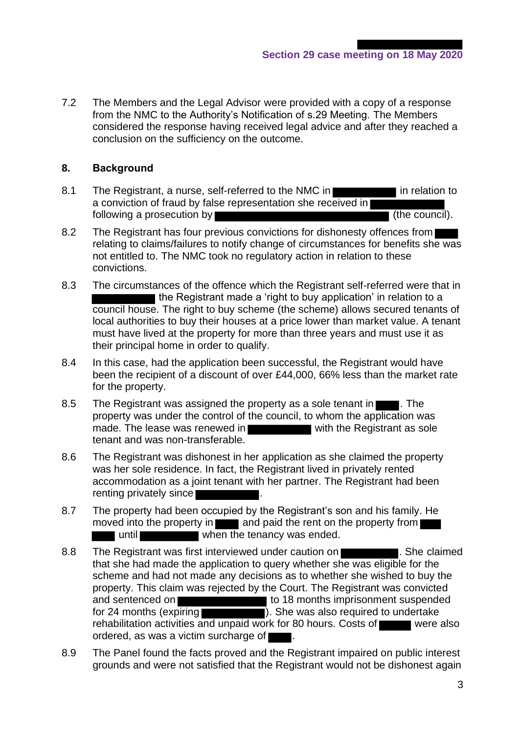7.2 The Members and the Legal Advisor were provided with a copy of a response from the NMC to the Authority's Notification of s.29 Meeting. The Members considered the response having received legal advice and after they reached a conclusion on the sufficiency on the outcome.

## 8. Background

8.1 The Registrant, a nurse, self-referred to the NMC in ██████████ in relation to a conviction of fraud by false representation she received in ████████████ following a prosecution by ██████████████████████████████ (the council).

8.2 The Registrant has four previous convictions for dishonesty offences from ███ relating to claims/failures to notify change of circumstances for benefits she was not entitled to. The NMC took no regulatory action in relation to these convictions.

8.3 The circumstances of the offence which the Registrant self-referred were that in ██████████ the Registrant made a 'right to buy application' in relation to a council house. The right to buy scheme (the scheme) allows secured tenants of local authorities to buy their houses at a price lower than market value. A tenant must have lived at the property for more than three years and must use it as their principal home in order to qualify.

8.4 In this case, had the application been successful, the Registrant would have been the recipient of a discount of over £44,000, 66% less than the market rate for the property.

8.5 The Registrant was assigned the property as a sole tenant in ████. The property was under the control of the council, to whom the application was made. The lease was renewed in ██████████ with the Registrant as sole tenant and was non-transferable.

8.6 The Registrant was dishonest in her application as she claimed the property was her sole residence. In fact, the Registrant lived in privately rented accommodation as a joint tenant with her partner. The Registrant had been renting privately since ██████████.

8.7 The property had been occupied by the Registrant's son and his family. He moved into the property in ████ and paid the rent on the property from ████ until █████████ when the tenancy was ended.

8.8 The Registrant was first interviewed under caution on █████████. She claimed that she had made the application to query whether she was eligible for the scheme and had not made any decisions as to whether she wished to buy the property. This claim was rejected by the Court. The Registrant was convicted and sentenced on ██████████████ to 18 months imprisonment suspended for 24 months (expiring ██████████). She was also required to undertake rehabilitation activities and unpaid work for 80 hours. Costs of █████ were also ordered, as was a victim surcharge of ████.

8.9 The Panel found the facts proved and the Registrant impaired on public interest grounds and were not satisfied that the Registrant would not be dishonest again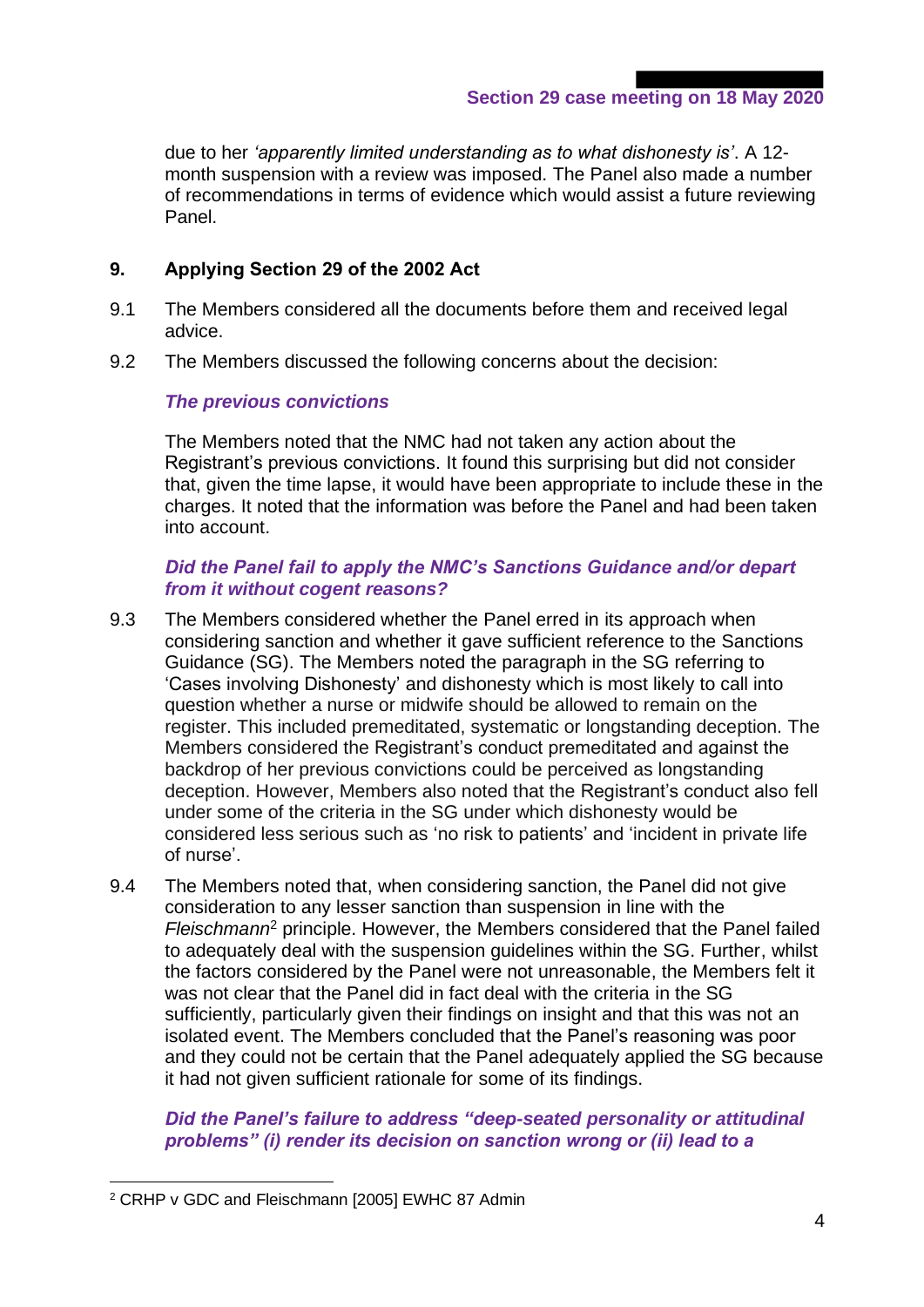due to her *'apparently limited understanding as to what dishonesty is'*. A 12-month suspension with a review was imposed. The Panel also made a number of recommendations in terms of evidence which would assist a future reviewing Panel.

## 9. Applying Section 29 of the 2002 Act

9.1 The Members considered all the documents before them and received legal advice.

9.2 The Members discussed the following concerns about the decision:

***The previous convictions***

The Members noted that the NMC had not taken any action about the Registrant's previous convictions. It found this surprising but did not consider that, given the time lapse, it would have been appropriate to include these in the charges. It noted that the information was before the Panel and had been taken into account.

***Did the Panel fail to apply the NMC's Sanctions Guidance and/or depart from it without cogent reasons?***

9.3 The Members considered whether the Panel erred in its approach when considering sanction and whether it gave sufficient reference to the Sanctions Guidance (SG). The Members noted the paragraph in the SG referring to 'Cases involving Dishonesty' and dishonesty which is most likely to call into question whether a nurse or midwife should be allowed to remain on the register. This included premeditated, systematic or longstanding deception. The Members considered the Registrant's conduct premeditated and against the backdrop of her previous convictions could be perceived as longstanding deception. However, Members also noted that the Registrant's conduct also fell under some of the criteria in the SG under which dishonesty would be considered less serious such as 'no risk to patients' and 'incident in private life of nurse'.

9.4 The Members noted that, when considering sanction, the Panel did not give consideration to any lesser sanction than suspension in line with the *Fleischmann*[2] principle. However, the Members considered that the Panel failed to adequately deal with the suspension guidelines within the SG. Further, whilst the factors considered by the Panel were not unreasonable, the Members felt it was not clear that the Panel did in fact deal with the criteria in the SG sufficiently, particularly given their findings on insight and that this was not an isolated event. The Members concluded that the Panel's reasoning was poor and they could not be certain that the Panel adequately applied the SG because it had not given sufficient rationale for some of its findings.

***Did the Panel's failure to address "deep-seated personality or attitudinal problems" (i) render its decision on sanction wrong or (ii) lead to a***

---

[2] CRHP v GDC and Fleischmann [2005] EWHC 87 Admin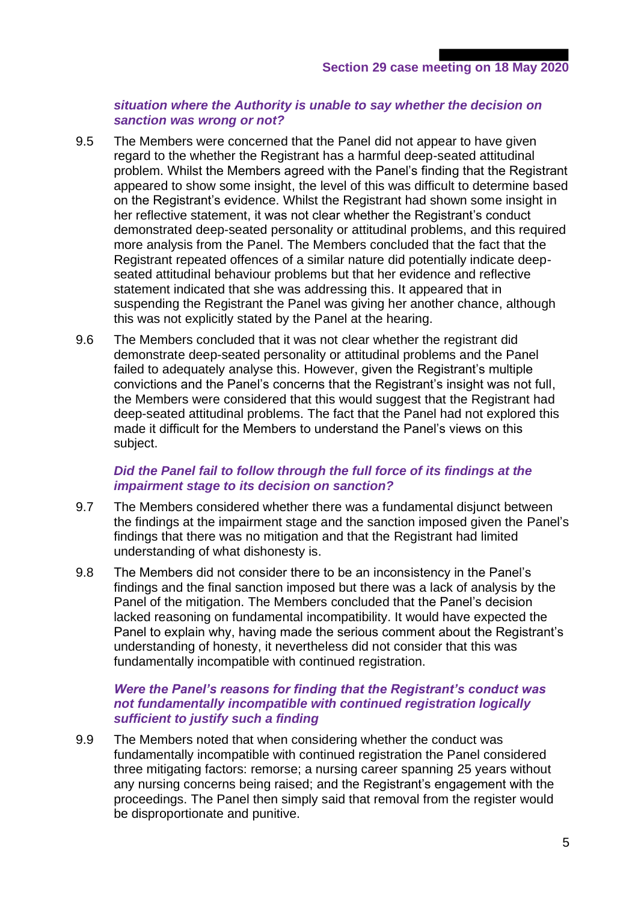***situation where the Authority is unable to say whether the decision on sanction was wrong or not?***

9.5 The Members were concerned that the Panel did not appear to have given regard to the whether the Registrant has a harmful deep-seated attitudinal problem. Whilst the Members agreed with the Panel's finding that the Registrant appeared to show some insight, the level of this was difficult to determine based on the Registrant's evidence. Whilst the Registrant had shown some insight in her reflective statement, it was not clear whether the Registrant's conduct demonstrated deep-seated personality or attitudinal problems, and this required more analysis from the Panel. The Members concluded that the fact that the Registrant repeated offences of a similar nature did potentially indicate deep-seated attitudinal behaviour problems but that her evidence and reflective statement indicated that she was addressing this. It appeared that in suspending the Registrant the Panel was giving her another chance, although this was not explicitly stated by the Panel at the hearing.

9.6 The Members concluded that it was not clear whether the registrant did demonstrate deep-seated personality or attitudinal problems and the Panel failed to adequately analyse this. However, given the Registrant's multiple convictions and the Panel's concerns that the Registrant's insight was not full, the Members were considered that this would suggest that the Registrant had deep-seated attitudinal problems. The fact that the Panel had not explored this made it difficult for the Members to understand the Panel's views on this subject.

***Did the Panel fail to follow through the full force of its findings at the impairment stage to its decision on sanction?***

9.7 The Members considered whether there was a fundamental disjunct between the findings at the impairment stage and the sanction imposed given the Panel's findings that there was no mitigation and that the Registrant had limited understanding of what dishonesty is.

9.8 The Members did not consider there to be an inconsistency in the Panel's findings and the final sanction imposed but there was a lack of analysis by the Panel of the mitigation. The Members concluded that the Panel's decision lacked reasoning on fundamental incompatibility. It would have expected the Panel to explain why, having made the serious comment about the Registrant's understanding of honesty, it nevertheless did not consider that this was fundamentally incompatible with continued registration.

***Were the Panel's reasons for finding that the Registrant's conduct was not fundamentally incompatible with continued registration logically sufficient to justify such a finding***

9.9 The Members noted that when considering whether the conduct was fundamentally incompatible with continued registration the Panel considered three mitigating factors: remorse; a nursing career spanning 25 years without any nursing concerns being raised; and the Registrant's engagement with the proceedings. The Panel then simply said that removal from the register would be disproportionate and punitive.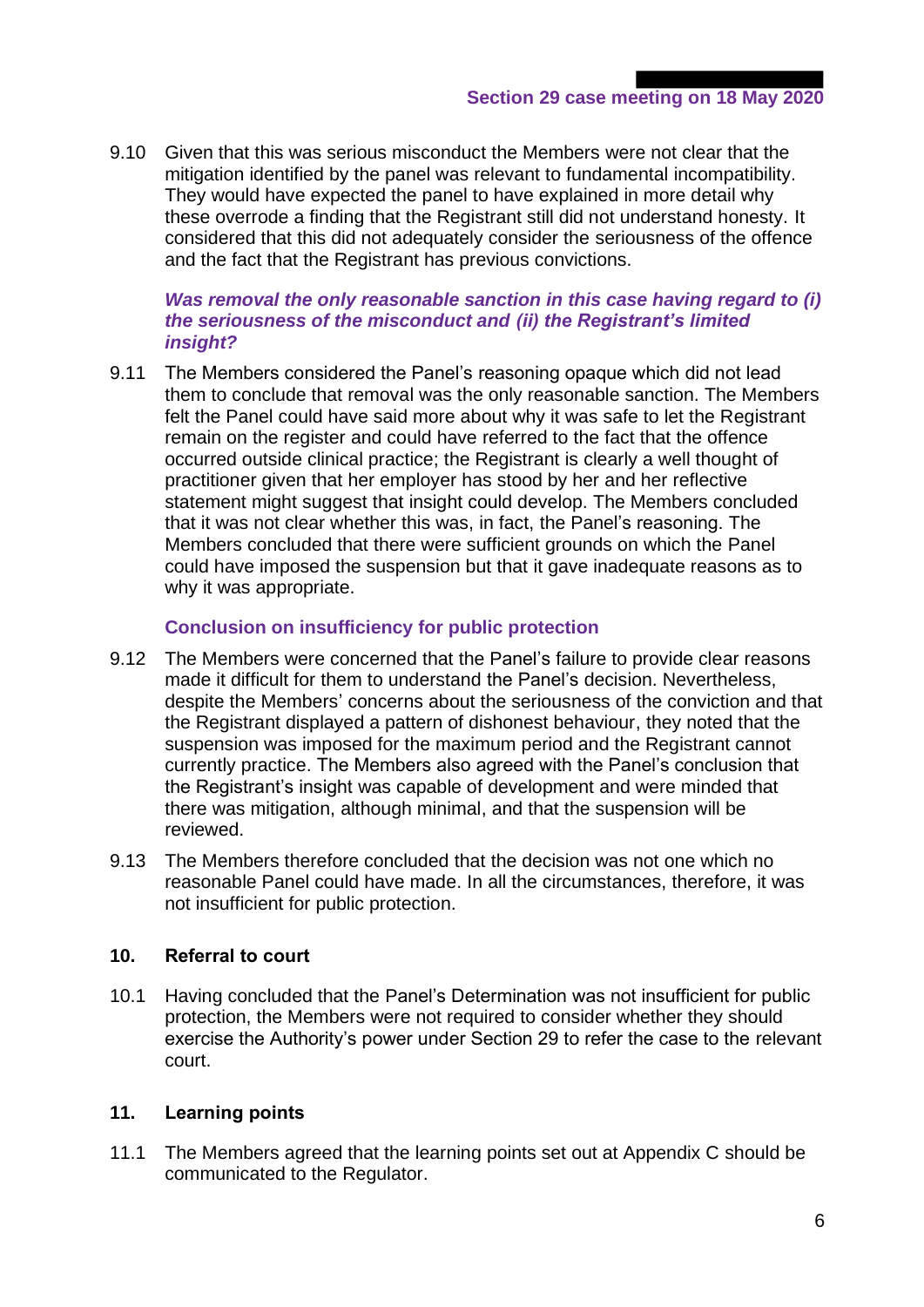9.10 Given that this was serious misconduct the Members were not clear that the mitigation identified by the panel was relevant to fundamental incompatibility. They would have expected the panel to have explained in more detail why these overrode a finding that the Registrant still did not understand honesty. It considered that this did not adequately consider the seriousness of the offence and the fact that the Registrant has previous convictions.

***Was removal the only reasonable sanction in this case having regard to (i) the seriousness of the misconduct and (ii) the Registrant's limited insight?***

9.11 The Members considered the Panel's reasoning opaque which did not lead them to conclude that removal was the only reasonable sanction. The Members felt the Panel could have said more about why it was safe to let the Registrant remain on the register and could have referred to the fact that the offence occurred outside clinical practice; the Registrant is clearly a well thought of practitioner given that her employer has stood by her and her reflective statement might suggest that insight could develop. The Members concluded that it was not clear whether this was, in fact, the Panel's reasoning. The Members concluded that there were sufficient grounds on which the Panel could have imposed the suspension but that it gave inadequate reasons as to why it was appropriate.

**Conclusion on insufficiency for public protection**

9.12 The Members were concerned that the Panel's failure to provide clear reasons made it difficult for them to understand the Panel's decision. Nevertheless, despite the Members' concerns about the seriousness of the conviction and that the Registrant displayed a pattern of dishonest behaviour, they noted that the suspension was imposed for the maximum period and the Registrant cannot currently practice. The Members also agreed with the Panel's conclusion that the Registrant's insight was capable of development and were minded that there was mitigation, although minimal, and that the suspension will be reviewed.

9.13 The Members therefore concluded that the decision was not one which no reasonable Panel could have made. In all the circumstances, therefore, it was not insufficient for public protection.

## 10. Referral to court

10.1 Having concluded that the Panel's Determination was not insufficient for public protection, the Members were not required to consider whether they should exercise the Authority's power under Section 29 to refer the case to the relevant court.

## 11. Learning points

11.1 The Members agreed that the learning points set out at Appendix C should be communicated to the Regulator.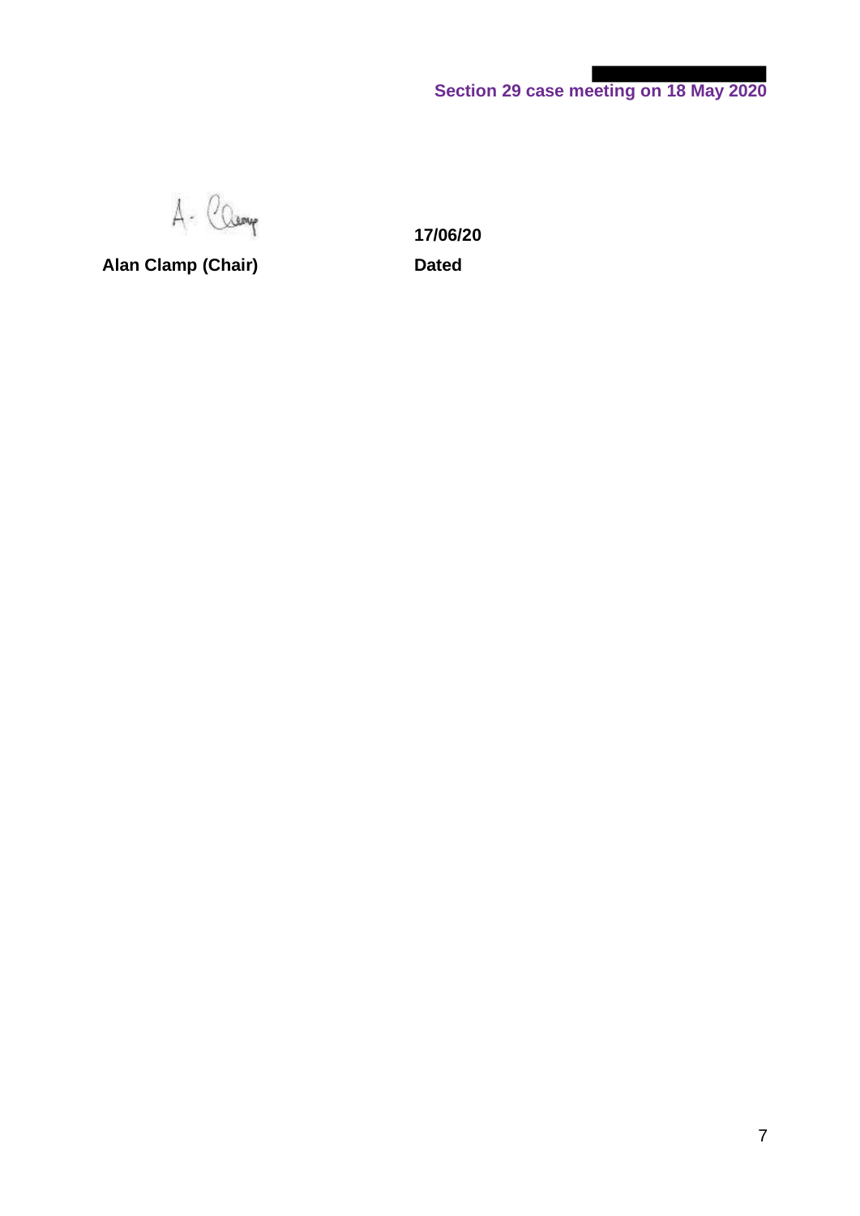Alan Clamp (Chair)

17/06/20

Dated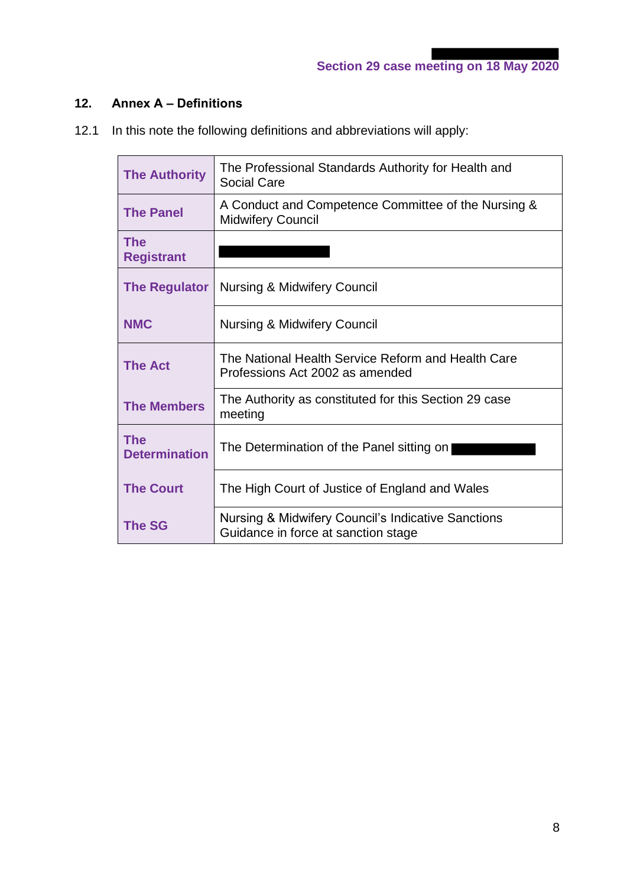## 12. Annex A – Definitions

12.1 In this note the following definitions and abbreviations will apply:

| | |
|---|---|
| **The Authority** | The Professional Standards Authority for Health and Social Care |
| **The Panel** | A Conduct and Competence Committee of the Nursing & Midwifery Council |
| **The Registrant** | |
| **The Regulator** | Nursing & Midwifery Council |
| **NMC** | Nursing & Midwifery Council |
| **The Act** | The National Health Service Reform and Health Care Professions Act 2002 as amended |
| **The Members** | The Authority as constituted for this Section 29 case meeting |
| **The Determination** | The Determination of the Panel sitting on |
| **The Court** | The High Court of Justice of England and Wales |
| **The SG** | Nursing & Midwifery Council's Indicative Sanctions Guidance in force at sanction stage |